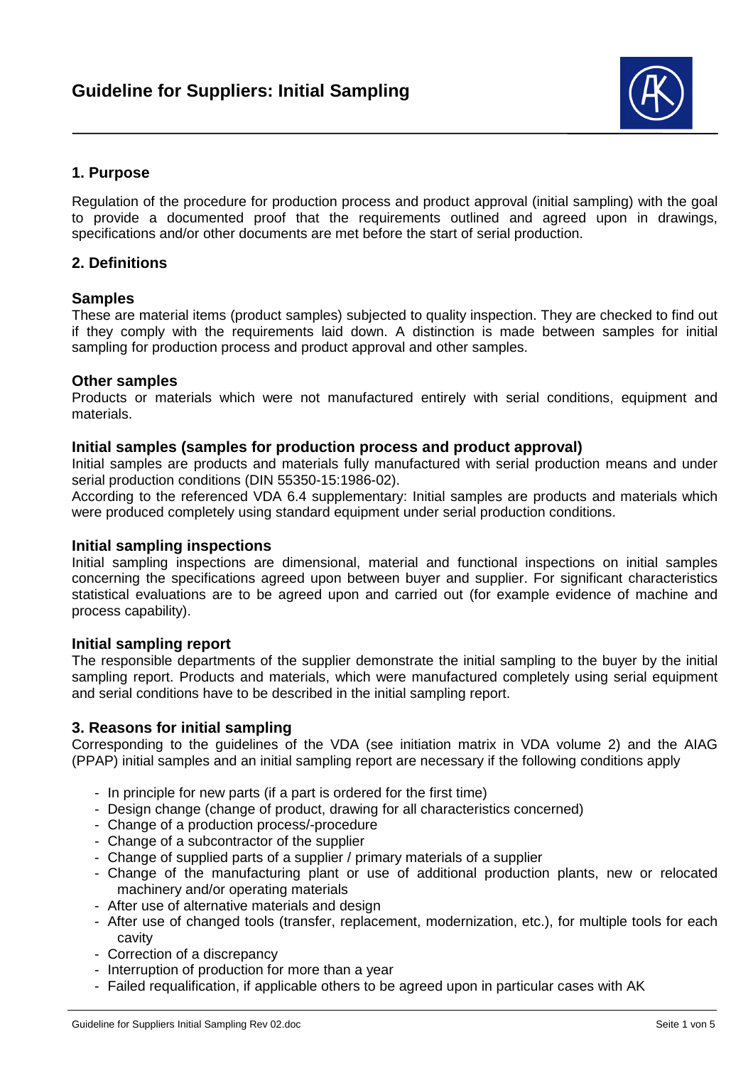# Guideline for Suppliers: Initial Sampling

## 1. Purpose

Regulation of the procedure for production process and product approval (initial sampling) with the goal to provide a documented proof that the requirements outlined and agreed upon in drawings, specifications and/or other documents are met before the start of serial production.

## 2. Definitions

### Samples

These are material items (product samples) subjected to quality inspection. They are checked to find out if they comply with the requirements laid down. A distinction is made between samples for initial sampling for production process and product approval and other samples.

### Other samples

Products or materials which were not manufactured entirely with serial conditions, equipment and materials.

### Initial samples (samples for production process and product approval)

Initial samples are products and materials fully manufactured with serial production means and under serial production conditions (DIN 55350-15:1986-02).
According to the referenced VDA 6.4 supplementary: Initial samples are products and materials which were produced completely using standard equipment under serial production conditions.

### Initial sampling inspections

Initial sampling inspections are dimensional, material and functional inspections on initial samples concerning the specifications agreed upon between buyer and supplier. For significant characteristics statistical evaluations are to be agreed upon and carried out (for example evidence of machine and process capability).

### Initial sampling report

The responsible departments of the supplier demonstrate the initial sampling to the buyer by the initial sampling report. Products and materials, which were manufactured completely using serial equipment and serial conditions have to be described in the initial sampling report.

## 3. Reasons for initial sampling

Corresponding to the guidelines of the VDA (see initiation matrix in VDA volume 2) and the AIAG (PPAP) initial samples and an initial sampling report are necessary if the following conditions apply

- In principle for new parts (if a part is ordered for the first time)
- Design change (change of product, drawing for all characteristics concerned)
- Change of a production process/-procedure
- Change of a subcontractor of the supplier
- Change of supplied parts of a supplier / primary materials of a supplier
- Change of the manufacturing plant or use of additional production plants, new or relocated machinery and/or operating materials
- After use of alternative materials and design
- After use of changed tools (transfer, replacement, modernization, etc.), for multiple tools for each cavity
- Correction of a discrepancy
- Interruption of production for more than a year
- Failed requalification, if applicable others to be agreed upon in particular cases with AK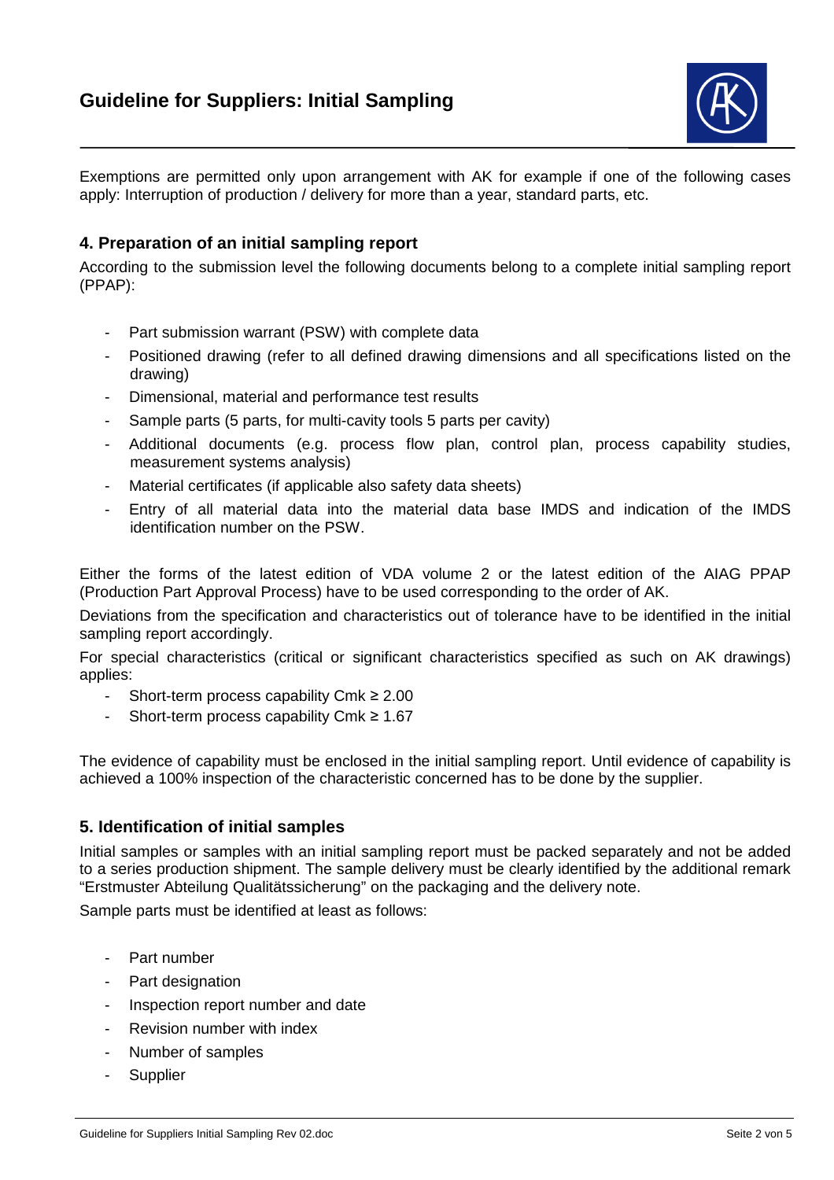Exemptions are permitted only upon arrangement with AK for example if one of the following cases apply: Interruption of production / delivery for more than a year, standard parts, etc.

## 4. Preparation of an initial sampling report

According to the submission level the following documents belong to a complete initial sampling report (PPAP):

- Part submission warrant (PSW) with complete data
- Positioned drawing (refer to all defined drawing dimensions and all specifications listed on the drawing)
- Dimensional, material and performance test results
- Sample parts (5 parts, for multi-cavity tools 5 parts per cavity)
- Additional documents (e.g. process flow plan, control plan, process capability studies, measurement systems analysis)
- Material certificates (if applicable also safety data sheets)
- Entry of all material data into the material data base IMDS and indication of the IMDS identification number on the PSW.

Either the forms of the latest edition of VDA volume 2 or the latest edition of the AIAG PPAP (Production Part Approval Process) have to be used corresponding to the order of AK.

Deviations from the specification and characteristics out of tolerance have to be identified in the initial sampling report accordingly.

For special characteristics (critical or significant characteristics specified as such on AK drawings) applies:

- Short-term process capability $Cmk \geq 2.00$
- Short-term process capability $Cmk \geq 1.67$

The evidence of capability must be enclosed in the initial sampling report. Until evidence of capability is achieved a 100% inspection of the characteristic concerned has to be done by the supplier.

## 5. Identification of initial samples

Initial samples or samples with an initial sampling report must be packed separately and not be added to a series production shipment. The sample delivery must be clearly identified by the additional remark "Erstmuster Abteilung Qualitätssicherung" on the packaging and the delivery note.

Sample parts must be identified at least as follows:

- Part number
- Part designation
- Inspection report number and date
- Revision number with index
- Number of samples
- Supplier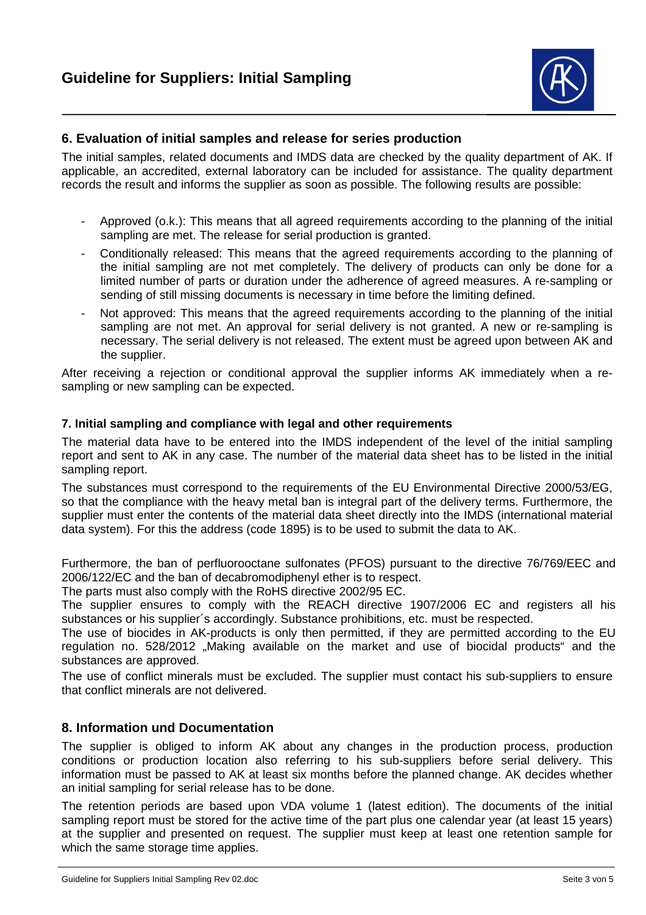## 6. Evaluation of initial samples and release for series production

The initial samples, related documents and IMDS data are checked by the quality department of AK. If applicable, an accredited, external laboratory can be included for assistance. The quality department records the result and informs the supplier as soon as possible. The following results are possible:

- Approved (o.k.): This means that all agreed requirements according to the planning of the initial sampling are met. The release for serial production is granted.
- Conditionally released: This means that the agreed requirements according to the planning of the initial sampling are not met completely. The delivery of products can only be done for a limited number of parts or duration under the adherence of agreed measures. A re-sampling or sending of still missing documents is necessary in time before the limiting defined.
- Not approved: This means that the agreed requirements according to the planning of the initial sampling are not met. An approval for serial delivery is not granted. A new or re-sampling is necessary. The serial delivery is not released. The extent must be agreed upon between AK and the supplier.

After receiving a rejection or conditional approval the supplier informs AK immediately when a re-sampling or new sampling can be expected.

### 7. Initial sampling and compliance with legal and other requirements

The material data have to be entered into the IMDS independent of the level of the initial sampling report and sent to AK in any case. The number of the material data sheet has to be listed in the initial sampling report.

The substances must correspond to the requirements of the EU Environmental Directive 2000/53/EG, so that the compliance with the heavy metal ban is integral part of the delivery terms. Furthermore, the supplier must enter the contents of the material data sheet directly into the IMDS (international material data system). For this the address (code 1895) is to be used to submit the data to AK.

Furthermore, the ban of perfluorooctane sulfonates (PFOS) pursuant to the directive 76/769/EEC and 2006/122/EC and the ban of decabromodiphenyl ether is to respect.

The parts must also comply with the RoHS directive 2002/95 EC.

The supplier ensures to comply with the REACH directive 1907/2006 EC and registers all his substances or his supplier´s accordingly. Substance prohibitions, etc. must be respected.

The use of biocides in AK-products is only then permitted, if they are permitted according to the EU regulation no. 528/2012 „Making available on the market and use of biocidal products" and the substances are approved.

The use of conflict minerals must be excluded. The supplier must contact his sub-suppliers to ensure that conflict minerals are not delivered.

## 8. Information und Documentation

The supplier is obliged to inform AK about any changes in the production process, production conditions or production location also referring to his sub-suppliers before serial delivery. This information must be passed to AK at least six months before the planned change. AK decides whether an initial sampling for serial release has to be done.

The retention periods are based upon VDA volume 1 (latest edition). The documents of the initial sampling report must be stored for the active time of the part plus one calendar year (at least 15 years) at the supplier and presented on request. The supplier must keep at least one retention sample for which the same storage time applies.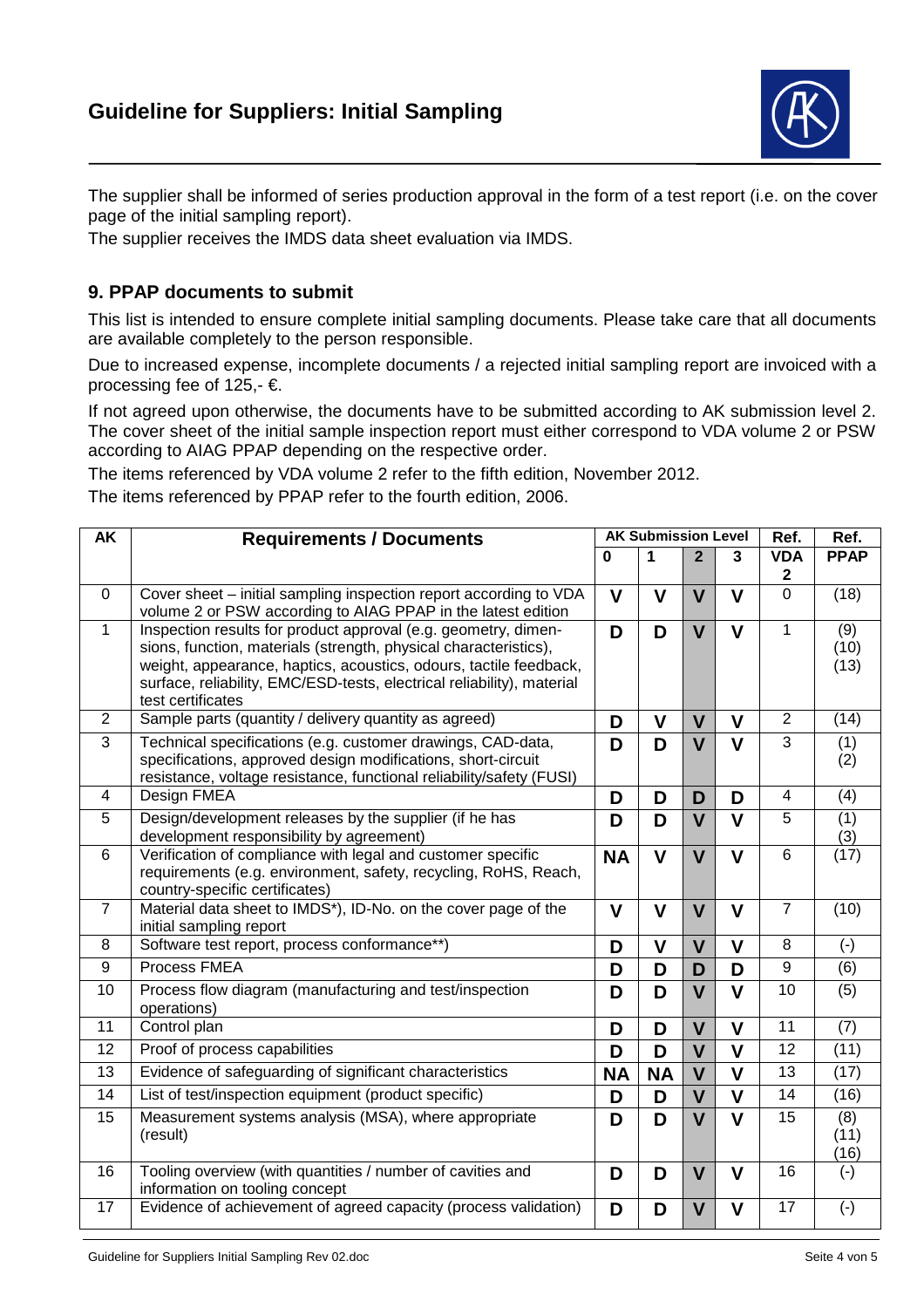The supplier shall be informed of series production approval in the form of a test report (i.e. on the cover page of the initial sampling report).
The supplier receives the IMDS data sheet evaluation via IMDS.

## 9. PPAP documents to submit

This list is intended to ensure complete initial sampling documents. Please take care that all documents are available completely to the person responsible.

Due to increased expense, incomplete documents / a rejected initial sampling report are invoiced with a processing fee of 125,- €.

If not agreed upon otherwise, the documents have to be submitted according to AK submission level 2. The cover sheet of the initial sample inspection report must either correspond to VDA volume 2 or PSW according to AIAG PPAP depending on the respective order.

The items referenced by VDA volume 2 refer to the fifth edition, November 2012.

The items referenced by PPAP refer to the fourth edition, 2006.

| AK | Requirements / Documents | AK Submission Level | | | | Ref. | Ref. |
|---|---|---|---|---|---|---|---|
| | | 0 | 1 | 2 | 3 | VDA 2 | PPAP |
| 0 | Cover sheet – initial sampling inspection report according to VDA volume 2 or PSW according to AIAG PPAP in the latest edition | V | V | V | V | 0 | (18) |
| 1 | Inspection results for product approval (e.g. geometry, dimensions, function, materials (strength, physical characteristics), weight, appearance, haptics, acoustics, odours, tactile feedback, surface, reliability, EMC/ESD-tests, electrical reliability), material test certificates | D | D | V | V | 1 | (9) (10) (13) |
| 2 | Sample parts (quantity / delivery quantity as agreed) | D | V | V | V | 2 | (14) |
| 3 | Technical specifications (e.g. customer drawings, CAD-data, specifications, approved design modifications, short-circuit resistance, voltage resistance, functional reliability/safety (FUSI) | D | D | V | V | 3 | (1) (2) |
| 4 | Design FMEA | D | D | D | D | 4 | (4) |
| 5 | Design/development releases by the supplier (if he has development responsibility by agreement) | D | D | V | V | 5 | (1) (3) |
| 6 | Verification of compliance with legal and customer specific requirements (e.g. environment, safety, recycling, RoHS, Reach, country-specific certificates) | NA | V | V | V | 6 | (17) |
| 7 | Material data sheet to IMDS*), ID-No. on the cover page of the initial sampling report | V | V | V | V | 7 | (10) |
| 8 | Software test report, process conformance**) | D | V | V | V | 8 | (-) |
| 9 | Process FMEA | D | D | D | D | 9 | (6) |
| 10 | Process flow diagram (manufacturing and test/inspection operations) | D | D | V | V | 10 | (5) |
| 11 | Control plan | D | D | V | V | 11 | (7) |
| 12 | Proof of process capabilities | D | D | V | V | 12 | (11) |
| 13 | Evidence of safeguarding of significant characteristics | NA | NA | V | V | 13 | (17) |
| 14 | List of test/inspection equipment (product specific) | D | D | V | V | 14 | (16) |
| 15 | Measurement systems analysis (MSA), where appropriate (result) | D | D | V | V | 15 | (8) (11) (16) |
| 16 | Tooling overview (with quantities / number of cavities and information on tooling concept | D | D | V | V | 16 | (-) |
| 17 | Evidence of achievement of agreed capacity (process validation) | D | D | V | V | 17 | (-) |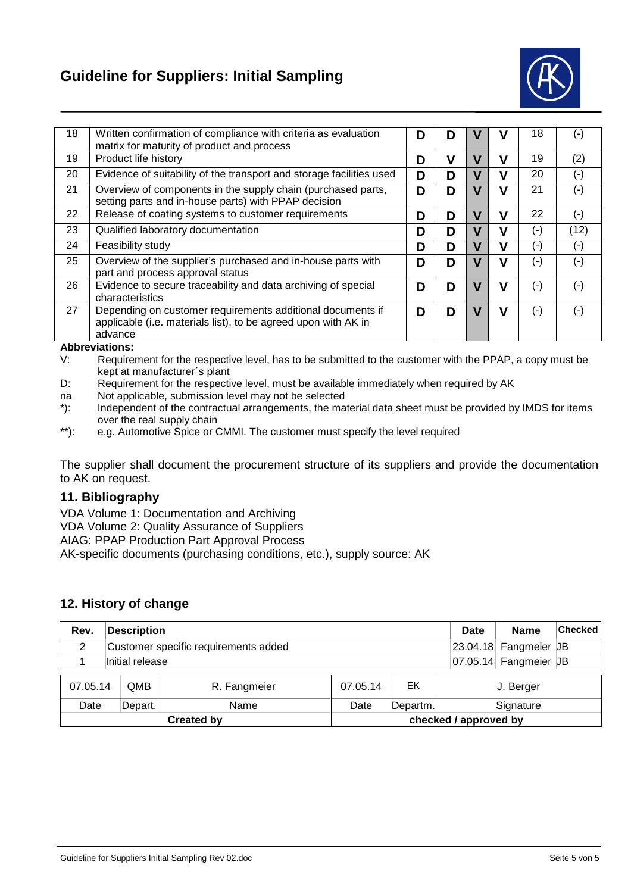## Guideline for Suppliers: Initial Sampling

| | | | | | | | |
|---|---|---|---|---|---|---|---|
| 18 | Written confirmation of compliance with criteria as evaluation matrix for maturity of product and process | D | D | V | V | 18 | (-) |
| 19 | Product life history | D | V | V | V | 19 | (2) |
| 20 | Evidence of suitability of the transport and storage facilities used | D | D | V | V | 20 | (-) |
| 21 | Overview of components in the supply chain (purchased parts, setting parts and in-house parts) with PPAP decision | D | D | V | V | 21 | (-) |
| 22 | Release of coating systems to customer requirements | D | D | V | V | 22 | (-) |
| 23 | Qualified laboratory documentation | D | D | V | V | (-) | (12) |
| 24 | Feasibility study | D | D | V | V | (-) | (-) |
| 25 | Overview of the supplier's purchased and in-house parts with part and process approval status | D | D | V | V | (-) | (-) |
| 26 | Evidence to secure traceability and data archiving of special characteristics | D | D | V | V | (-) | (-) |
| 27 | Depending on customer requirements additional documents if applicable (i.e. materials list), to be agreed upon with AK in advance | D | D | V | V | (-) | (-) |

**Abbreviations:**

V: Requirement for the respective level, has to be submitted to the customer with the PPAP, a copy must be kept at manufacturer´s plant

D: Requirement for the respective level, must be available immediately when required by AK

na Not applicable, submission level may not be selected

*): Independent of the contractual arrangements, the material data sheet must be provided by IMDS for items over the real supply chain

**): e.g. Automotive Spice or CMMI. The customer must specify the level required

The supplier shall document the procurement structure of its suppliers and provide the documentation to AK on request.

### 11. Bibliography

VDA Volume 1: Documentation and Archiving
VDA Volume 2: Quality Assurance of Suppliers
AIAG: PPAP Production Part Approval Process
AK-specific documents (purchasing conditions, etc.), supply source: AK

### 12. History of change

| Rev. | Description | Date | Name | Checked |
|---|---|---|---|---|
| 2 | Customer specific requirements added | 23.04.18 | Fangmeier | JB |
| 1 | Initial release | 07.05.14 | Fangmeier | JB |

| | | | | | |
|---|---|---|---|---|---|
| 07.05.14 | QMB | R. Fangmeier | 07.05.14 | EK | J. Berger |
| Date | Depart. | Name | Date | Departm. | Signature |
| Created by | | | checked / approved by | | |